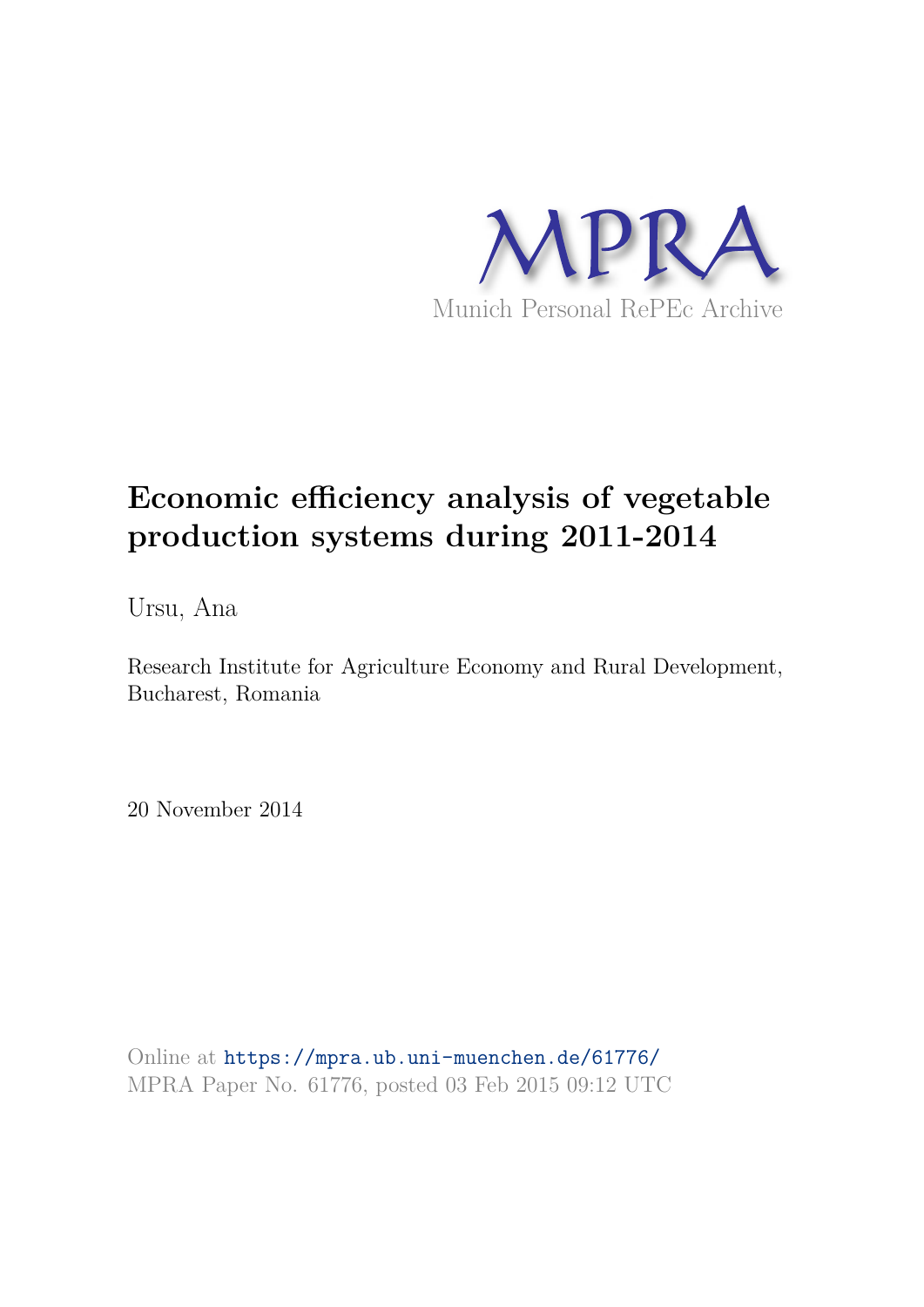MPRA

Munich Personal RePEc Archive

# Economic efficiency analysis of vegetable production systems during 2011-2014

Ursu, Ana

Research Institute for Agriculture Economy and Rural Development, Bucharest, Romania

20 November 2014

Online at https://mpra.ub.uni-muenchen.de/61776/
MPRA Paper No. 61776, posted 03 Feb 2015 09:12 UTC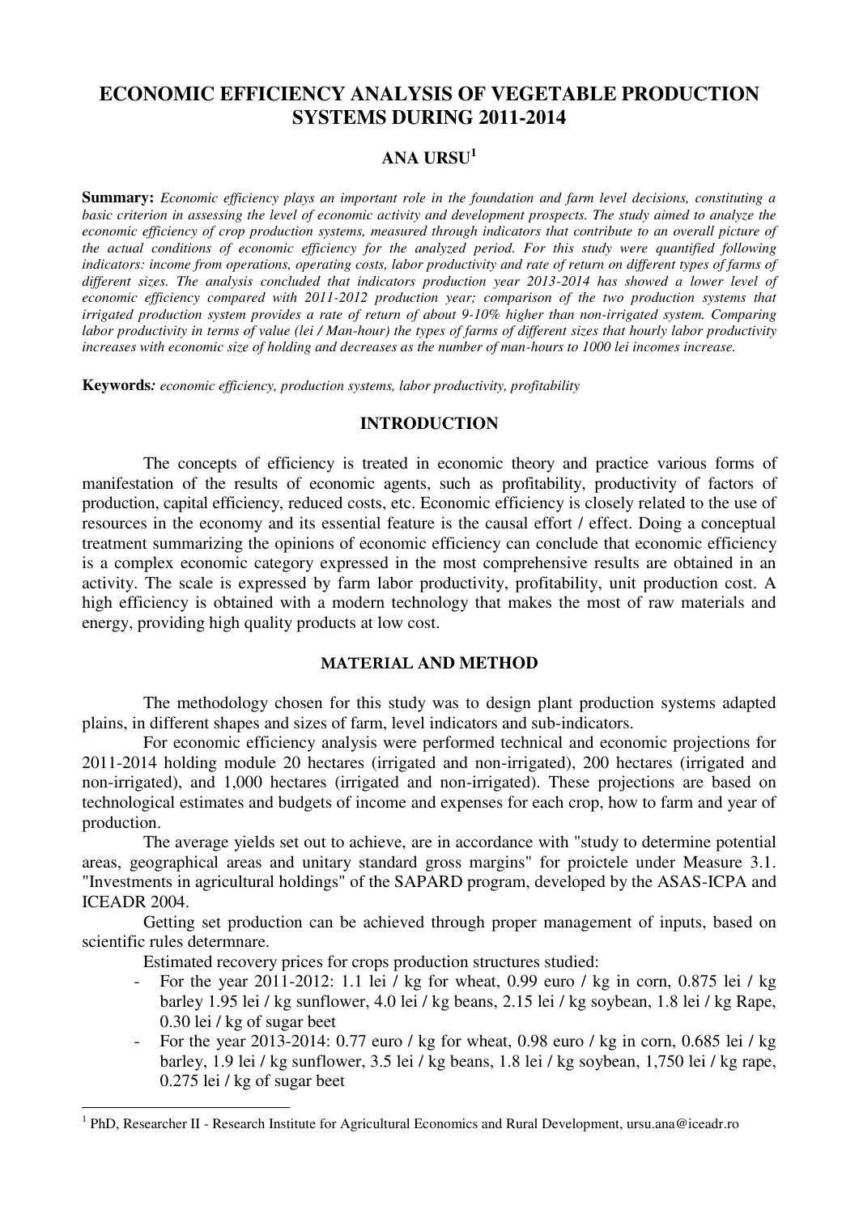# ECONOMIC EFFICIENCY ANALYSIS OF VEGETABLE PRODUCTION SYSTEMS DURING 2011-2014

## ANA URSU[1]

**Summary:** *Economic efficiency plays an important role in the foundation and farm level decisions, constituting a basic criterion in assessing the level of economic activity and development prospects. The study aimed to analyze the economic efficiency of crop production systems, measured through indicators that contribute to an overall picture of the actual conditions of economic efficiency for the analyzed period. For this study were quantified following indicators: income from operations, operating costs, labor productivity and rate of return on different types of farms of different sizes. The analysis concluded that indicators production year 2013-2014 has showed a lower level of economic efficiency compared with 2011-2012 production year; comparison of the two production systems that irrigated production system provides a rate of return of about 9-10% higher than non-irrigated system. Comparing labor productivity in terms of value (lei / Man-hour) the types of farms of different sizes that hourly labor productivity increases with economic size of holding and decreases as the number of man-hours to 1000 lei incomes increase.*

**Keywords***: economic efficiency, production systems, labor productivity, profitability*

## INTRODUCTION

The concepts of efficiency is treated in economic theory and practice various forms of manifestation of the results of economic agents, such as profitability, productivity of factors of production, capital efficiency, reduced costs, etc. Economic efficiency is closely related to the use of resources in the economy and its essential feature is the causal effort / effect. Doing a conceptual treatment summarizing the opinions of economic efficiency can conclude that economic efficiency is a complex economic category expressed in the most comprehensive results are obtained in an activity. The scale is expressed by farm labor productivity, profitability, unit production cost. A high efficiency is obtained with a modern technology that makes the most of raw materials and energy, providing high quality products at low cost.

## MATERIAL AND METHOD

The methodology chosen for this study was to design plant production systems adapted plains, in different shapes and sizes of farm, level indicators and sub-indicators.

For economic efficiency analysis were performed technical and economic projections for 2011-2014 holding module 20 hectares (irrigated and non-irrigated), 200 hectares (irrigated and non-irrigated), and 1,000 hectares (irrigated and non-irrigated). These projections are based on technological estimates and budgets of income and expenses for each crop, how to farm and year of production.

The average yields set out to achieve, are in accordance with "study to determine potential areas, geographical areas and unitary standard gross margins" for proictele under Measure 3.1. "Investments in agricultural holdings" of the SAPARD program, developed by the ASAS-ICPA and ICEADR 2004.

Getting set production can be achieved through proper management of inputs, based on scientific rules determnare.

Estimated recovery prices for crops production structures studied:

- For the year 2011-2012: 1.1 lei / kg for wheat, 0.99 euro / kg in corn, 0.875 lei / kg barley 1.95 lei / kg sunflower, 4.0 lei / kg beans, 2.15 lei / kg soybean, 1.8 lei / kg Rape, 0.30 lei / kg of sugar beet
- For the year 2013-2014: 0.77 euro / kg for wheat, 0.98 euro / kg in corn, 0.685 lei / kg barley, 1.9 lei / kg sunflower, 3.5 lei / kg beans, 1.8 lei / kg soybean, 1,750 lei / kg rape, 0.275 lei / kg of sugar beet

[1] PhD, Researcher II - Research Institute for Agricultural Economics and Rural Development, ursu.ana@iceadr.ro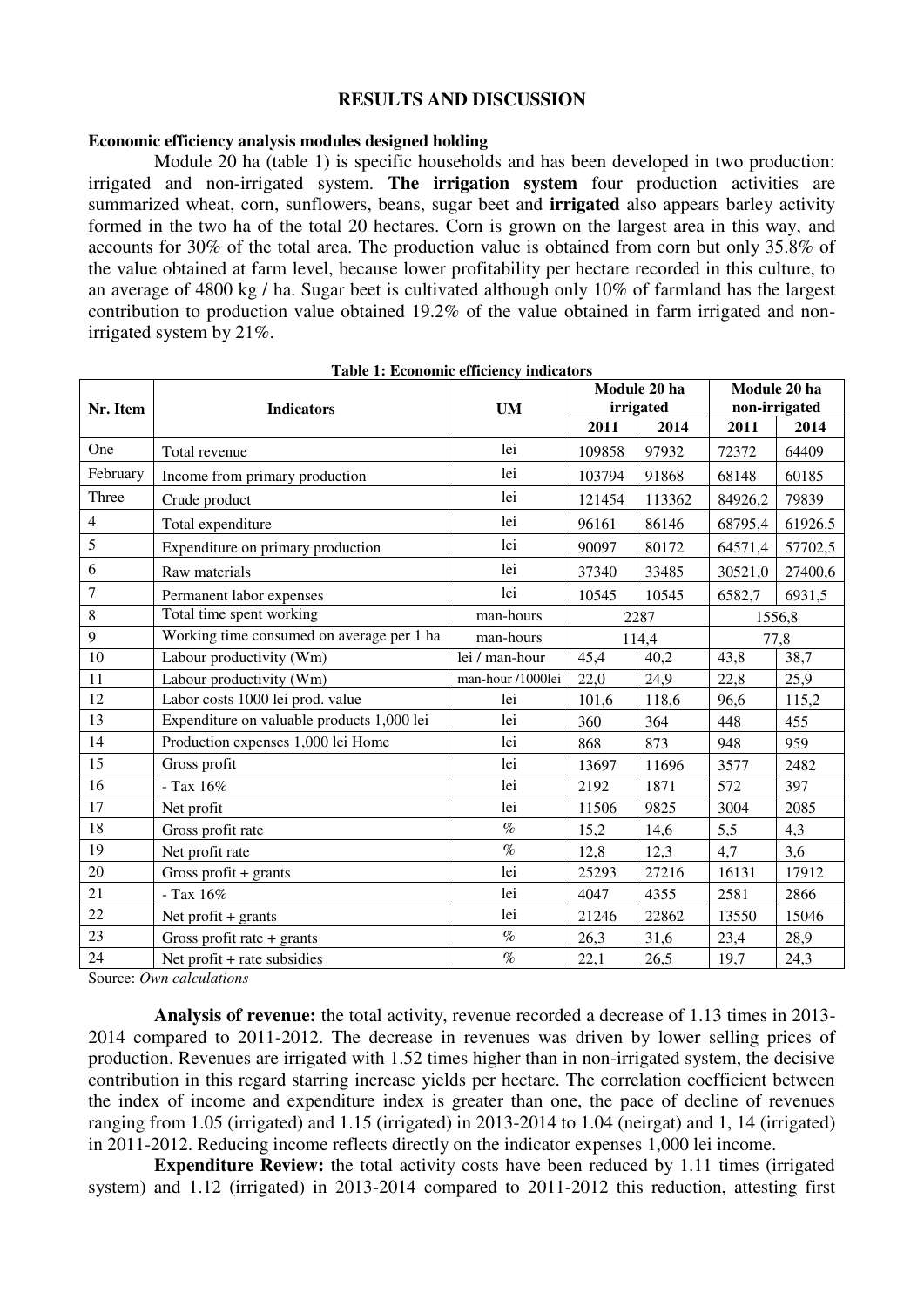## RESULTS AND DISCUSSION

**Economic efficiency analysis modules designed holding**

Module 20 ha (table 1) is specific households and has been developed in two production: irrigated and non-irrigated system. **The irrigation system** four production activities are summarized wheat, corn, sunflowers, beans, sugar beet and **irrigated** also appears barley activity formed in the two ha of the total 20 hectares. Corn is grown on the largest area in this way, and accounts for 30% of the total area. The production value is obtained from corn but only 35.8% of the value obtained at farm level, because lower profitability per hectare recorded in this culture, to an average of 4800 kg / ha. Sugar beet is cultivated although only 10% of farmland has the largest contribution to production value obtained 19.2% of the value obtained in farm irrigated and non-irrigated system by 21%.

**Table 1: Economic efficiency indicators**

| Nr. Item | Indicators | UM | Module 20 ha irrigated | | Module 20 ha non-irrigated | |
|---|---|---|---|---|---|---|
| | | | 2011 | 2014 | 2011 | 2014 |
| One | Total revenue | lei | 109858 | 97932 | 72372 | 64409 |
| February | Income from primary production | lei | 103794 | 91868 | 68148 | 60185 |
| Three | Crude product | lei | 121454 | 113362 | 84926,2 | 79839 |
| 4 | Total expenditure | lei | 96161 | 86146 | 68795,4 | 61926.5 |
| 5 | Expenditure on primary production | lei | 90097 | 80172 | 64571,4 | 57702,5 |
| 6 | Raw materials | lei | 37340 | 33485 | 30521,0 | 27400,6 |
| 7 | Permanent labor expenses | lei | 10545 | 10545 | 6582,7 | 6931,5 |
| 8 | Total time spent working | man-hours | 2287 | | 1556,8 | |
| 9 | Working time consumed on average per 1 ha | man-hours | 114,4 | | 77,8 | |
| 10 | Labour productivity (Wm) | lei / man-hour | 45,4 | 40,2 | 43,8 | 38,7 |
| 11 | Labour productivity (Wm) | man-hour /1000lei | 22,0 | 24,9 | 22,8 | 25,9 |
| 12 | Labor costs 1000 lei prod. value | lei | 101,6 | 118,6 | 96,6 | 115,2 |
| 13 | Expenditure on valuable products 1,000 lei | lei | 360 | 364 | 448 | 455 |
| 14 | Production expenses 1,000 lei Home | lei | 868 | 873 | 948 | 959 |
| 15 | Gross profit | lei | 13697 | 11696 | 3577 | 2482 |
| 16 | - Tax 16% | lei | 2192 | 1871 | 572 | 397 |
| 17 | Net profit | lei | 11506 | 9825 | 3004 | 2085 |
| 18 | Gross profit rate | % | 15,2 | 14,6 | 5,5 | 4,3 |
| 19 | Net profit rate | % | 12,8 | 12,3 | 4,7 | 3,6 |
| 20 | Gross profit + grants | lei | 25293 | 27216 | 16131 | 17912 |
| 21 | - Tax 16% | lei | 4047 | 4355 | 2581 | 2866 |
| 22 | Net profit + grants | lei | 21246 | 22862 | 13550 | 15046 |
| 23 | Gross profit rate + grants | % | 26,3 | 31,6 | 23,4 | 28,9 |
| 24 | Net profit + rate subsidies | % | 22,1 | 26,5 | 19,7 | 24,3 |

Source: *Own calculations*

**Analysis of revenue:** the total activity, revenue recorded a decrease of 1.13 times in 2013-2014 compared to 2011-2012. The decrease in revenues was driven by lower selling prices of production. Revenues are irrigated with 1.52 times higher than in non-irrigated system, the decisive contribution in this regard starring increase yields per hectare. The correlation coefficient between the index of income and expenditure index is greater than one, the pace of decline of revenues ranging from 1.05 (irrigated) and 1.15 (irrigated) in 2013-2014 to 1.04 (neirgat) and 1, 14 (irrigated) in 2011-2012. Reducing income reflects directly on the indicator expenses 1,000 lei income.

**Expenditure Review:** the total activity costs have been reduced by 1.11 times (irrigated system) and 1.12 (irrigated) in 2013-2014 compared to 2011-2012 this reduction, attesting first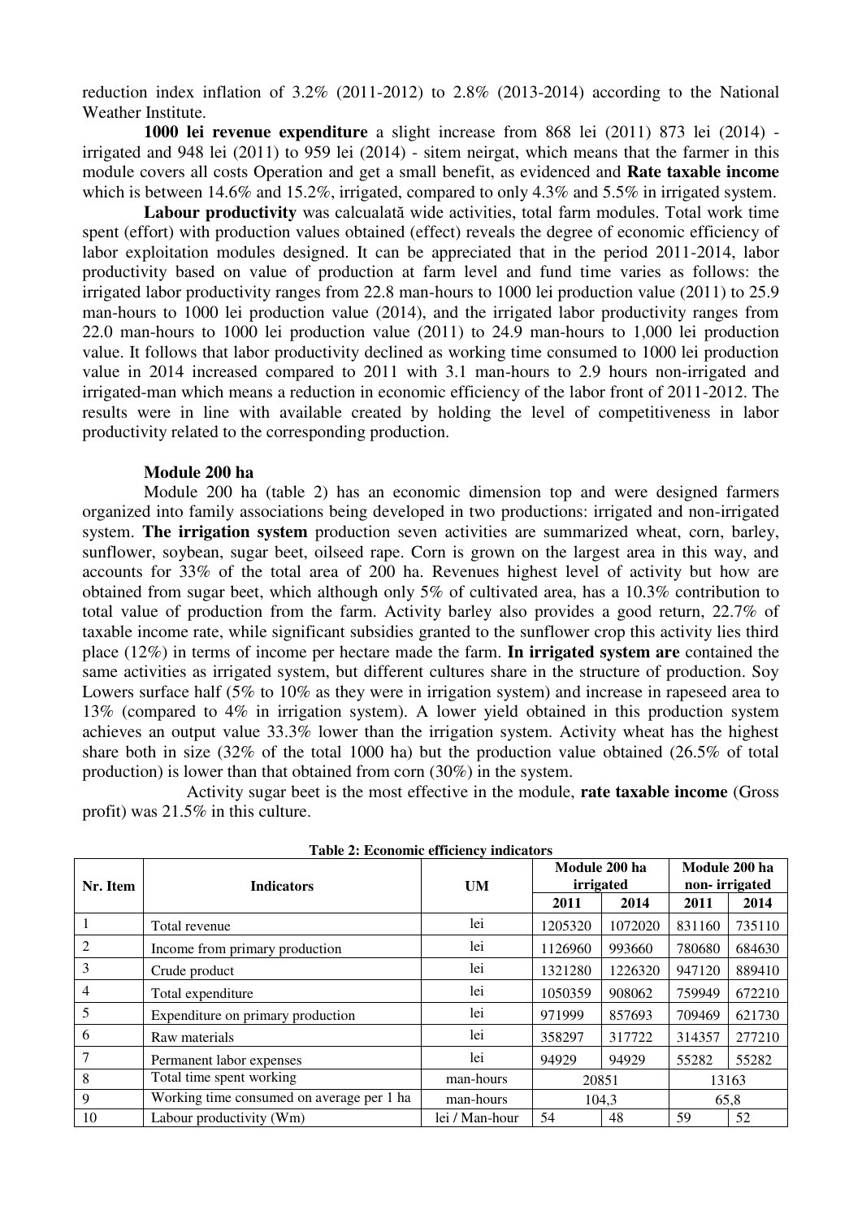reduction index inflation of 3.2% (2011-2012) to 2.8% (2013-2014) according to the National Weather Institute.

**1000 lei revenue expenditure** a slight increase from 868 lei (2011) 873 lei (2014) - irrigated and 948 lei (2011) to 959 lei (2014) - sitem neirgat, which means that the farmer in this module covers all costs Operation and get a small benefit, as evidenced and **Rate taxable income** which is between 14.6% and 15.2%, irrigated, compared to only 4.3% and 5.5% in irrigated system.

**Labour productivity** was calcualată wide activities, total farm modules. Total work time spent (effort) with production values obtained (effect) reveals the degree of economic efficiency of labor exploitation modules designed. It can be appreciated that in the period 2011-2014, labor productivity based on value of production at farm level and fund time varies as follows: the irrigated labor productivity ranges from 22.8 man-hours to 1000 lei production value (2011) to 25.9 man-hours to 1000 lei production value (2014), and the irrigated labor productivity ranges from 22.0 man-hours to 1000 lei production value (2011) to 24.9 man-hours to 1,000 lei production value. It follows that labor productivity declined as working time consumed to 1000 lei production value in 2014 increased compared to 2011 with 3.1 man-hours to 2.9 hours non-irrigated and irrigated-man which means a reduction in economic efficiency of the labor front of 2011-2012. The results were in line with available created by holding the level of competitiveness in labor productivity related to the corresponding production.

### Module 200 ha

Module 200 ha (table 2) has an economic dimension top and were designed farmers organized into family associations being developed in two productions: irrigated and non-irrigated system. **The irrigation system** production seven activities are summarized wheat, corn, barley, sunflower, soybean, sugar beet, oilseed rape. Corn is grown on the largest area in this way, and accounts for 33% of the total area of 200 ha. Revenues highest level of activity but how are obtained from sugar beet, which although only 5% of cultivated area, has a 10.3% contribution to total value of production from the farm. Activity barley also provides a good return, 22.7% of taxable income rate, while significant subsidies granted to the sunflower crop this activity lies third place (12%) in terms of income per hectare made the farm. **In irrigated system are** contained the same activities as irrigated system, but different cultures share in the structure of production. Soy Lowers surface half (5% to 10% as they were in irrigation system) and increase in rapeseed area to 13% (compared to 4% in irrigation system). A lower yield obtained in this production system achieves an output value 33.3% lower than the irrigation system. Activity wheat has the highest share both in size (32% of the total 1000 ha) but the production value obtained (26.5% of total production) is lower than that obtained from corn (30%) in the system.

Activity sugar beet is the most effective in the module, **rate taxable income** (Gross profit) was 21.5% in this culture.

**Table 2: Economic efficiency indicators**

| Nr. Item | Indicators | UM | Module 200 ha irrigated | | Module 200 ha non- irrigated | |
|---|---|---|---|---|---|---|
| | | | 2011 | 2014 | 2011 | 2014 |
| 1 | Total revenue | lei | 1205320 | 1072020 | 831160 | 735110 |
| 2 | Income from primary production | lei | 1126960 | 993660 | 780680 | 684630 |
| 3 | Crude product | lei | 1321280 | 1226320 | 947120 | 889410 |
| 4 | Total expenditure | lei | 1050359 | 908062 | 759949 | 672210 |
| 5 | Expenditure on primary production | lei | 971999 | 857693 | 709469 | 621730 |
| 6 | Raw materials | lei | 358297 | 317722 | 314357 | 277210 |
| 7 | Permanent labor expenses | lei | 94929 | 94929 | 55282 | 55282 |
| 8 | Total time spent working | man-hours | 20851 | | 13163 | |
| 9 | Working time consumed on average per 1 ha | man-hours | 104,3 | | 65,8 | |
| 10 | Labour productivity (Wm) | lei / Man-hour | 54 | 48 | 59 | 52 |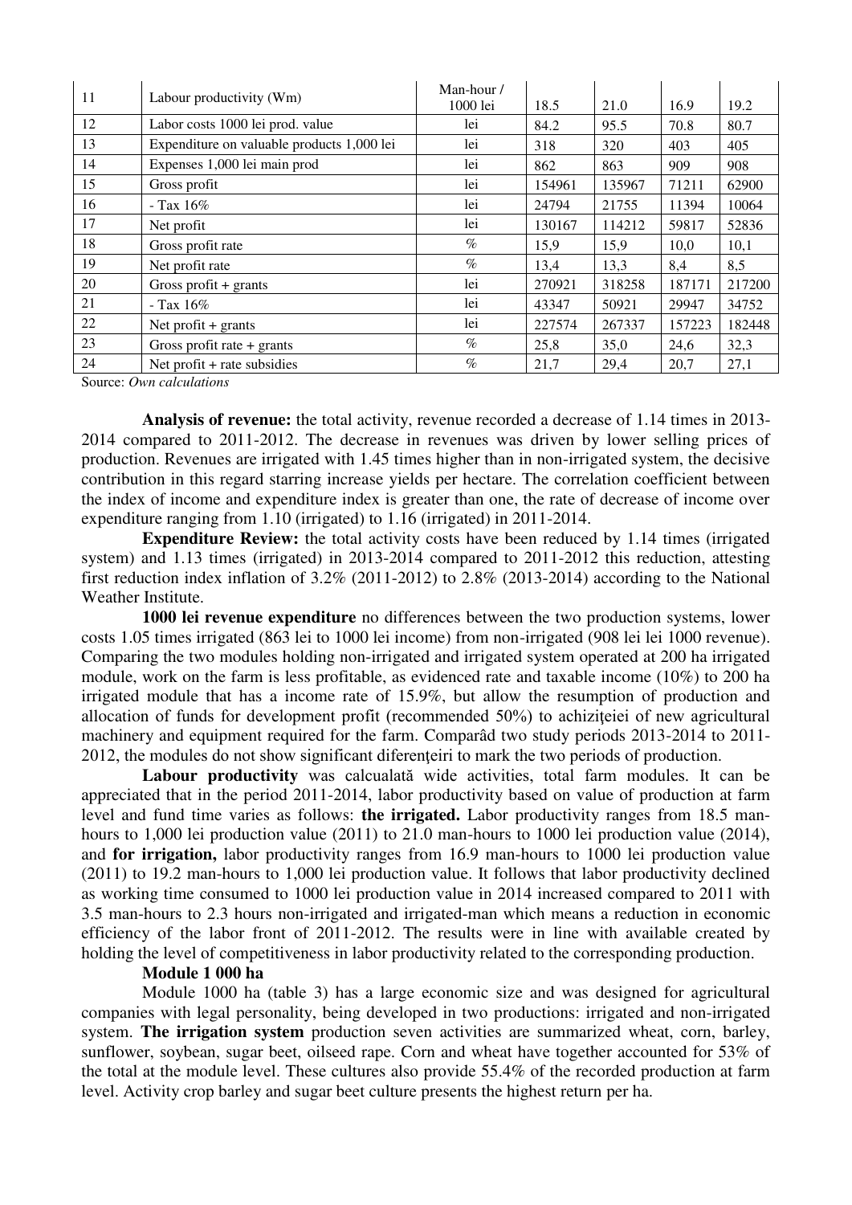| 11 | Labour productivity (Wm) | Man-hour / 1000 lei | 18.5 | 21.0 | 16.9 | 19.2 |
|---|---|---|---|---|---|---|
| 12 | Labor costs 1000 lei prod. value | lei | 84.2 | 95.5 | 70.8 | 80.7 |
| 13 | Expenditure on valuable products 1,000 lei | lei | 318 | 320 | 403 | 405 |
| 14 | Expenses 1,000 lei main prod | lei | 862 | 863 | 909 | 908 |
| 15 | Gross profit | lei | 154961 | 135967 | 71211 | 62900 |
| 16 | - Tax 16% | lei | 24794 | 21755 | 11394 | 10064 |
| 17 | Net profit | lei | 130167 | 114212 | 59817 | 52836 |
| 18 | Gross profit rate | % | 15,9 | 15,9 | 10,0 | 10,1 |
| 19 | Net profit rate | % | 13,4 | 13,3 | 8,4 | 8,5 |
| 20 | Gross profit + grants | lei | 270921 | 318258 | 187171 | 217200 |
| 21 | - Tax 16% | lei | 43347 | 50921 | 29947 | 34752 |
| 22 | Net profit + grants | lei | 227574 | 267337 | 157223 | 182448 |
| 23 | Gross profit rate + grants | % | 25,8 | 35,0 | 24,6 | 32,3 |
| 24 | Net profit + rate subsidies | % | 21,7 | 29,4 | 20,7 | 27,1 |

Source: *Own calculations*

**Analysis of revenue:** the total activity, revenue recorded a decrease of 1.14 times in 2013-2014 compared to 2011-2012. The decrease in revenues was driven by lower selling prices of production. Revenues are irrigated with 1.45 times higher than in non-irrigated system, the decisive contribution in this regard starring increase yields per hectare. The correlation coefficient between the index of income and expenditure index is greater than one, the rate of decrease of income over expenditure ranging from 1.10 (irrigated) to 1.16 (irrigated) in 2011-2014.

**Expenditure Review:** the total activity costs have been reduced by 1.14 times (irrigated system) and 1.13 times (irrigated) in 2013-2014 compared to 2011-2012 this reduction, attesting first reduction index inflation of 3.2% (2011-2012) to 2.8% (2013-2014) according to the National Weather Institute.

**1000 lei revenue expenditure** no differences between the two production systems, lower costs 1.05 times irrigated (863 lei to 1000 lei income) from non-irrigated (908 lei lei 1000 revenue). Comparing the two modules holding non-irrigated and irrigated system operated at 200 ha irrigated module, work on the farm is less profitable, as evidenced rate and taxable income (10%) to 200 ha irrigated module that has a income rate of 15.9%, but allow the resumption of production and allocation of funds for development profit (recommended 50%) to achiziţeiei of new agricultural machinery and equipment required for the farm. Comparâd two study periods 2013-2014 to 2011-2012, the modules do not show significant diferenţeiri to mark the two periods of production.

**Labour productivity** was calcualată wide activities, total farm modules. It can be appreciated that in the period 2011-2014, labor productivity based on value of production at farm level and fund time varies as follows: **the irrigated.** Labor productivity ranges from 18.5 man-hours to 1,000 lei production value (2011) to 21.0 man-hours to 1000 lei production value (2014), and **for irrigation,** labor productivity ranges from 16.9 man-hours to 1000 lei production value (2011) to 19.2 man-hours to 1,000 lei production value. It follows that labor productivity declined as working time consumed to 1000 lei production value in 2014 increased compared to 2011 with 3.5 man-hours to 2.3 hours non-irrigated and irrigated-man which means a reduction in economic efficiency of the labor front of 2011-2012. The results were in line with available created by holding the level of competitiveness in labor productivity related to the corresponding production.

**Module 1 000 ha**

Module 1000 ha (table 3) has a large economic size and was designed for agricultural companies with legal personality, being developed in two productions: irrigated and non-irrigated system. **The irrigation system** production seven activities are summarized wheat, corn, barley, sunflower, soybean, sugar beet, oilseed rape. Corn and wheat have together accounted for 53% of the total at the module level. These cultures also provide 55.4% of the recorded production at farm level. Activity crop barley and sugar beet culture presents the highest return per ha.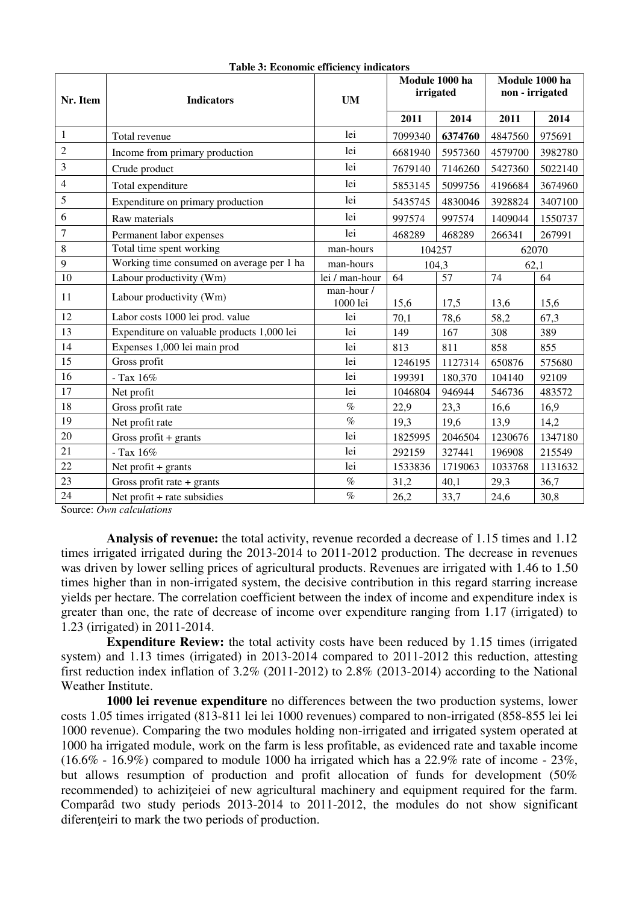**Table 3: Economic efficiency indicators**

| Nr. Item | Indicators | UM | Module 1000 ha irrigated | | Module 1000 ha non - irrigated | |
|---|---|---|---|---|---|---|
| | | | 2011 | 2014 | 2011 | 2014 |
| 1 | Total revenue | lei | 7099340 | **6374760** | 4847560 | 975691 |
| 2 | Income from primary production | lei | 6681940 | 5957360 | 4579700 | 3982780 |
| 3 | Crude product | lei | 7679140 | 7146260 | 5427360 | 5022140 |
| 4 | Total expenditure | lei | 5853145 | 5099756 | 4196684 | 3674960 |
| 5 | Expenditure on primary production | lei | 5435745 | 4830046 | 3928824 | 3407100 |
| 6 | Raw materials | lei | 997574 | 997574 | 1409044 | 1550737 |
| 7 | Permanent labor expenses | lei | 468289 | 468289 | 266341 | 267991 |
| 8 | Total time spent working | man-hours | 104257 | | 62070 | |
| 9 | Working time consumed on average per 1 ha | man-hours | 104,3 | | 62,1 | |
| 10 | Labour productivity (Wm) | lei / man-hour | 64 | 57 | 74 | 64 |
| 11 | Labour productivity (Wm) | man-hour / 1000 lei | 15,6 | 17,5 | 13,6 | 15,6 |
| 12 | Labor costs 1000 lei prod. value | lei | 70,1 | 78,6 | 58,2 | 67,3 |
| 13 | Expenditure on valuable products 1,000 lei | lei | 149 | 167 | 308 | 389 |
| 14 | Expenses 1,000 lei main prod | lei | 813 | 811 | 858 | 855 |
| 15 | Gross profit | lei | 1246195 | 1127314 | 650876 | 575680 |
| 16 | - Tax 16% | lei | 199391 | 180,370 | 104140 | 92109 |
| 17 | Net profit | lei | 1046804 | 946944 | 546736 | 483572 |
| 18 | Gross profit rate | % | 22,9 | 23,3 | 16,6 | 16,9 |
| 19 | Net profit rate | % | 19,3 | 19,6 | 13,9 | 14,2 |
| 20 | Gross profit + grants | lei | 1825995 | 2046504 | 1230676 | 1347180 |
| 21 | - Tax 16% | lei | 292159 | 327441 | 196908 | 215549 |
| 22 | Net profit + grants | lei | 1533836 | 1719063 | 1033768 | 1131632 |
| 23 | Gross profit rate + grants | % | 31,2 | 40,1 | 29,3 | 36,7 |
| 24 | Net profit + rate subsidies | % | 26,2 | 33,7 | 24,6 | 30,8 |

Source: *Own calculations*

**Analysis of revenue:** the total activity, revenue recorded a decrease of 1.15 times and 1.12 times irrigated irrigated during the 2013-2014 to 2011-2012 production. The decrease in revenues was driven by lower selling prices of agricultural products. Revenues are irrigated with 1.46 to 1.50 times higher than in non-irrigated system, the decisive contribution in this regard starring increase yields per hectare. The correlation coefficient between the index of income and expenditure index is greater than one, the rate of decrease of income over expenditure ranging from 1.17 (irrigated) to 1.23 (irrigated) in 2011-2014.

**Expenditure Review:** the total activity costs have been reduced by 1.15 times (irrigated system) and 1.13 times (irrigated) in 2013-2014 compared to 2011-2012 this reduction, attesting first reduction index inflation of 3.2% (2011-2012) to 2.8% (2013-2014) according to the National Weather Institute.

**1000 lei revenue expenditure** no differences between the two production systems, lower costs 1.05 times irrigated (813-811 lei lei 1000 revenues) compared to non-irrigated (858-855 lei lei 1000 revenue). Comparing the two modules holding non-irrigated and irrigated system operated at 1000 ha irrigated module, work on the farm is less profitable, as evidenced rate and taxable income (16.6% - 16.9%) compared to module 1000 ha irrigated which has a 22.9% rate of income - 23%, but allows resumption of production and profit allocation of funds for development (50% recommended) to achiziţeiei of new agricultural machinery and equipment required for the farm. Comparâd two study periods 2013-2014 to 2011-2012, the modules do not show significant diferenţeiri to mark the two periods of production.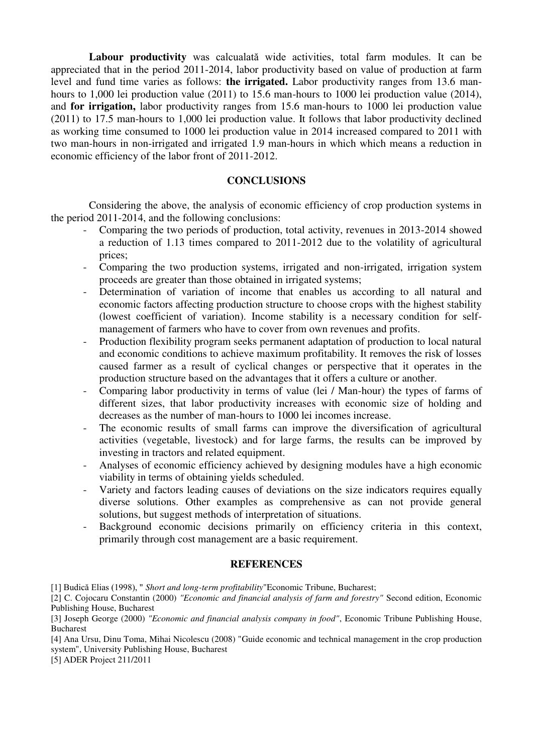**Labour productivity** was calcualată wide activities, total farm modules. It can be appreciated that in the period 2011-2014, labor productivity based on value of production at farm level and fund time varies as follows: **the irrigated.** Labor productivity ranges from 13.6 man-hours to 1,000 lei production value (2011) to 15.6 man-hours to 1000 lei production value (2014), and **for irrigation,** labor productivity ranges from 15.6 man-hours to 1000 lei production value (2011) to 17.5 man-hours to 1,000 lei production value. It follows that labor productivity declined as working time consumed to 1000 lei production value in 2014 increased compared to 2011 with two man-hours in non-irrigated and irrigated 1.9 man-hours in which which means a reduction in economic efficiency of the labor front of 2011-2012.

## CONCLUSIONS

Considering the above, the analysis of economic efficiency of crop production systems in the period 2011-2014, and the following conclusions:

- Comparing the two periods of production, total activity, revenues in 2013-2014 showed a reduction of 1.13 times compared to 2011-2012 due to the volatility of agricultural prices;
- Comparing the two production systems, irrigated and non-irrigated, irrigation system proceeds are greater than those obtained in irrigated systems;
- Determination of variation of income that enables us according to all natural and economic factors affecting production structure to choose crops with the highest stability (lowest coefficient of variation). Income stability is a necessary condition for self-management of farmers who have to cover from own revenues and profits.
- Production flexibility program seeks permanent adaptation of production to local natural and economic conditions to achieve maximum profitability. It removes the risk of losses caused farmer as a result of cyclical changes or perspective that it operates in the production structure based on the advantages that it offers a culture or another.
- Comparing labor productivity in terms of value (lei / Man-hour) the types of farms of different sizes, that labor productivity increases with economic size of holding and decreases as the number of man-hours to 1000 lei incomes increase.
- The economic results of small farms can improve the diversification of agricultural activities (vegetable, livestock) and for large farms, the results can be improved by investing in tractors and related equipment.
- Analyses of economic efficiency achieved by designing modules have a high economic viability in terms of obtaining yields scheduled.
- Variety and factors leading causes of deviations on the size indicators requires equally diverse solutions. Other examples as comprehensive as can not provide general solutions, but suggest methods of interpretation of situations.
- Background economic decisions primarily on efficiency criteria in this context, primarily through cost management are a basic requirement.

## REFERENCES

[1] Budică Elias (1998), " *Short and long-term profitability*"Economic Tribune, Bucharest;

[2] C. Cojocaru Constantin (2000) *"Economic and financial analysis of farm and forestry"* Second edition, Economic Publishing House, Bucharest

[3] Joseph George (2000) *"Economic and financial analysis company in food"*, Economic Tribune Publishing House, Bucharest

[4] Ana Ursu, Dinu Toma, Mihai Nicolescu (2008) "Guide economic and technical management in the crop production system", University Publishing House, Bucharest

[5] ADER Project 211/2011